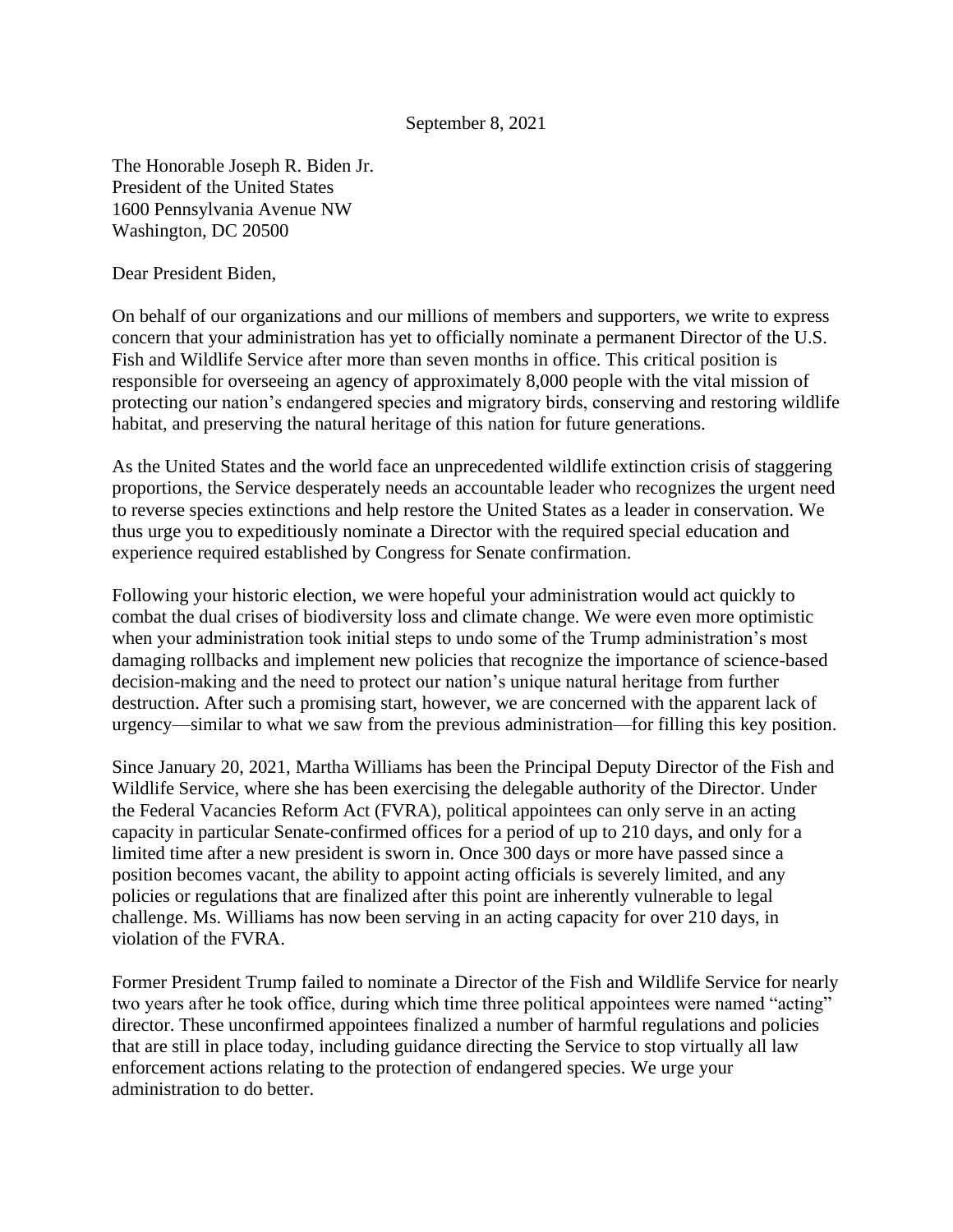September 8, 2021

The Honorable Joseph R. Biden Jr.
President of the United States
1600 Pennsylvania Avenue NW
Washington, DC 20500

Dear President Biden,

On behalf of our organizations and our millions of members and supporters, we write to express concern that your administration has yet to officially nominate a permanent Director of the U.S. Fish and Wildlife Service after more than seven months in office. This critical position is responsible for overseeing an agency of approximately 8,000 people with the vital mission of protecting our nation's endangered species and migratory birds, conserving and restoring wildlife habitat, and preserving the natural heritage of this nation for future generations.

As the United States and the world face an unprecedented wildlife extinction crisis of staggering proportions, the Service desperately needs an accountable leader who recognizes the urgent need to reverse species extinctions and help restore the United States as a leader in conservation. We thus urge you to expeditiously nominate a Director with the required special education and experience required established by Congress for Senate confirmation.

Following your historic election, we were hopeful your administration would act quickly to combat the dual crises of biodiversity loss and climate change. We were even more optimistic when your administration took initial steps to undo some of the Trump administration's most damaging rollbacks and implement new policies that recognize the importance of science-based decision-making and the need to protect our nation's unique natural heritage from further destruction. After such a promising start, however, we are concerned with the apparent lack of urgency—similar to what we saw from the previous administration—for filling this key position.

Since January 20, 2021, Martha Williams has been the Principal Deputy Director of the Fish and Wildlife Service, where she has been exercising the delegable authority of the Director. Under the Federal Vacancies Reform Act (FVRA), political appointees can only serve in an acting capacity in particular Senate-confirmed offices for a period of up to 210 days, and only for a limited time after a new president is sworn in. Once 300 days or more have passed since a position becomes vacant, the ability to appoint acting officials is severely limited, and any policies or regulations that are finalized after this point are inherently vulnerable to legal challenge. Ms. Williams has now been serving in an acting capacity for over 210 days, in violation of the FVRA.

Former President Trump failed to nominate a Director of the Fish and Wildlife Service for nearly two years after he took office, during which time three political appointees were named "acting" director. These unconfirmed appointees finalized a number of harmful regulations and policies that are still in place today, including guidance directing the Service to stop virtually all law enforcement actions relating to the protection of endangered species. We urge your administration to do better.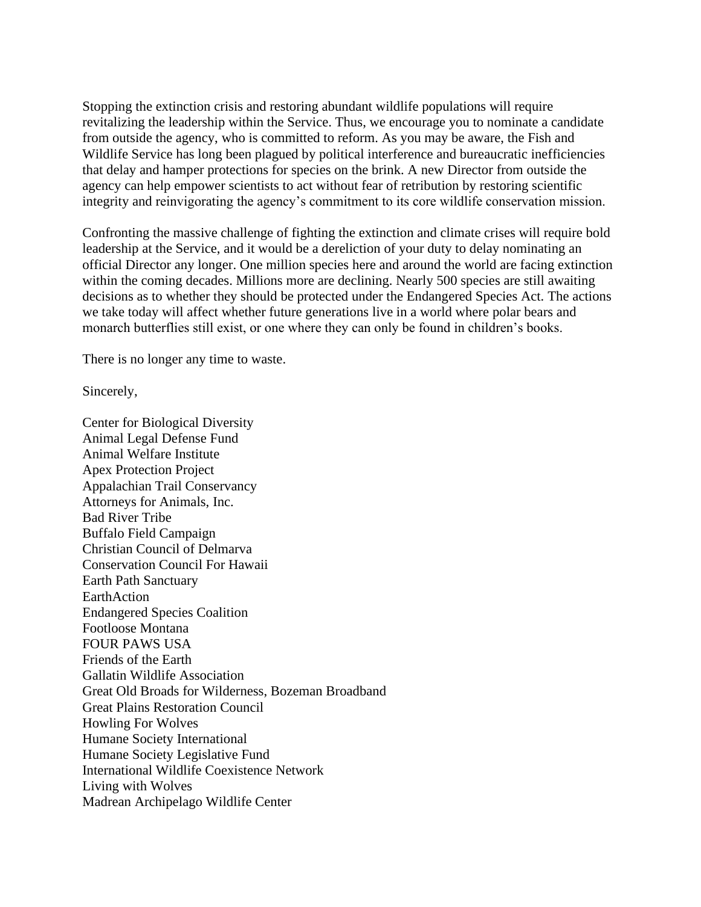Stopping the extinction crisis and restoring abundant wildlife populations will require revitalizing the leadership within the Service. Thus, we encourage you to nominate a candidate from outside the agency, who is committed to reform. As you may be aware, the Fish and Wildlife Service has long been plagued by political interference and bureaucratic inefficiencies that delay and hamper protections for species on the brink. A new Director from outside the agency can help empower scientists to act without fear of retribution by restoring scientific integrity and reinvigorating the agency's commitment to its core wildlife conservation mission.

Confronting the massive challenge of fighting the extinction and climate crises will require bold leadership at the Service, and it would be a dereliction of your duty to delay nominating an official Director any longer. One million species here and around the world are facing extinction within the coming decades. Millions more are declining. Nearly 500 species are still awaiting decisions as to whether they should be protected under the Endangered Species Act. The actions we take today will affect whether future generations live in a world where polar bears and monarch butterflies still exist, or one where they can only be found in children's books.

There is no longer any time to waste.

Sincerely,

Center for Biological Diversity
Animal Legal Defense Fund
Animal Welfare Institute
Apex Protection Project
Appalachian Trail Conservancy
Attorneys for Animals, Inc.
Bad River Tribe
Buffalo Field Campaign
Christian Council of Delmarva
Conservation Council For Hawaii
Earth Path Sanctuary
EarthAction
Endangered Species Coalition
Footloose Montana
FOUR PAWS USA
Friends of the Earth
Gallatin Wildlife Association
Great Old Broads for Wilderness, Bozeman Broadband
Great Plains Restoration Council
Howling For Wolves
Humane Society International
Humane Society Legislative Fund
International Wildlife Coexistence Network
Living with Wolves
Madrean Archipelago Wildlife Center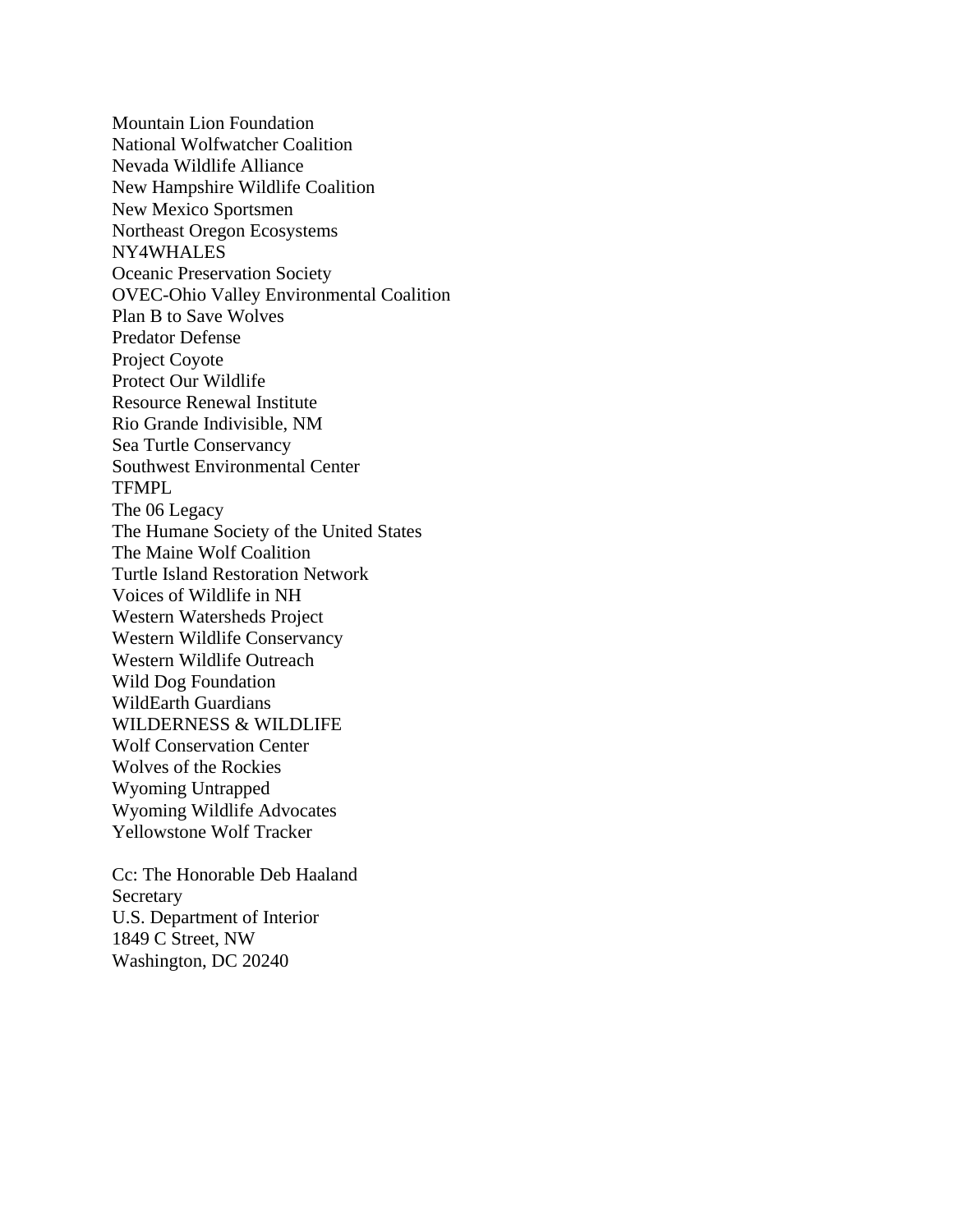Mountain Lion Foundation
National Wolfwatcher Coalition
Nevada Wildlife Alliance
New Hampshire Wildlife Coalition
New Mexico Sportsmen
Northeast Oregon Ecosystems
NY4WHALES
Oceanic Preservation Society
OVEC-Ohio Valley Environmental Coalition
Plan B to Save Wolves
Predator Defense
Project Coyote
Protect Our Wildlife
Resource Renewal Institute
Rio Grande Indivisible, NM
Sea Turtle Conservancy
Southwest Environmental Center
TFMPL
The 06 Legacy
The Humane Society of the United States
The Maine Wolf Coalition
Turtle Island Restoration Network
Voices of Wildlife in NH
Western Watersheds Project
Western Wildlife Conservancy
Western Wildlife Outreach
Wild Dog Foundation
WildEarth Guardians
WILDERNESS & WILDLIFE
Wolf Conservation Center
Wolves of the Rockies
Wyoming Untrapped
Wyoming Wildlife Advocates
Yellowstone Wolf Tracker

Cc: The Honorable Deb Haaland
Secretary
U.S. Department of Interior
1849 C Street, NW
Washington, DC 20240